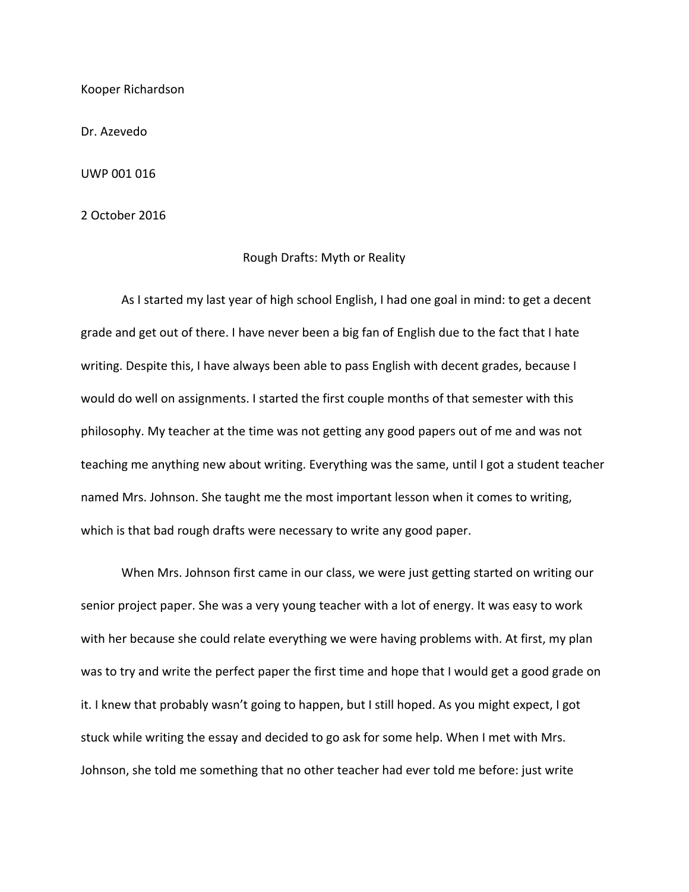Kooper Richardson

Dr. Azevedo

UWP 001 016

2 October 2016

# Rough Drafts: Myth or Reality

As I started my last year of high school English, I had one goal in mind: to get a decent grade and get out of there. I have never been a big fan of English due to the fact that I hate writing. Despite this, I have always been able to pass English with decent grades, because I would do well on assignments. I started the first couple months of that semester with this philosophy. My teacher at the time was not getting any good papers out of me and was not teaching me anything new about writing. Everything was the same, until I got a student teacher named Mrs. Johnson. She taught me the most important lesson when it comes to writing, which is that bad rough drafts were necessary to write any good paper.

When Mrs. Johnson first came in our class, we were just getting started on writing our senior project paper. She was a very young teacher with a lot of energy. It was easy to work with her because she could relate everything we were having problems with. At first, my plan was to try and write the perfect paper the first time and hope that I would get a good grade on it. I knew that probably wasn't going to happen, but I still hoped. As you might expect, I got stuck while writing the essay and decided to go ask for some help. When I met with Mrs. Johnson, she told me something that no other teacher had ever told me before: just write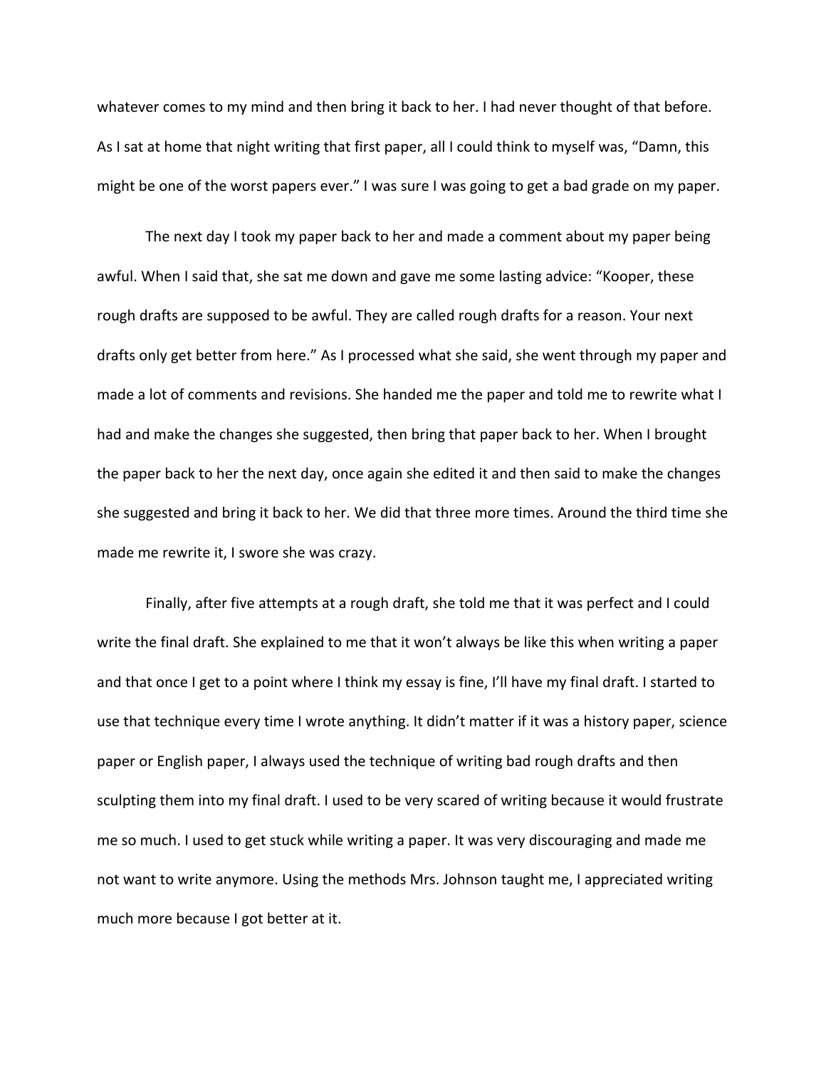whatever comes to my mind and then bring it back to her. I had never thought of that before. As I sat at home that night writing that first paper, all I could think to myself was, "Damn, this might be one of the worst papers ever." I was sure I was going to get a bad grade on my paper.

The next day I took my paper back to her and made a comment about my paper being awful. When I said that, she sat me down and gave me some lasting advice: "Kooper, these rough drafts are supposed to be awful. They are called rough drafts for a reason. Your next drafts only get better from here." As I processed what she said, she went through my paper and made a lot of comments and revisions. She handed me the paper and told me to rewrite what I had and make the changes she suggested, then bring that paper back to her. When I brought the paper back to her the next day, once again she edited it and then said to make the changes she suggested and bring it back to her. We did that three more times. Around the third time she made me rewrite it, I swore she was crazy.

Finally, after five attempts at a rough draft, she told me that it was perfect and I could write the final draft. She explained to me that it won't always be like this when writing a paper and that once I get to a point where I think my essay is fine, I'll have my final draft. I started to use that technique every time I wrote anything. It didn't matter if it was a history paper, science paper or English paper, I always used the technique of writing bad rough drafts and then sculpting them into my final draft. I used to be very scared of writing because it would frustrate me so much. I used to get stuck while writing a paper. It was very discouraging and made me not want to write anymore. Using the methods Mrs. Johnson taught me, I appreciated writing much more because I got better at it.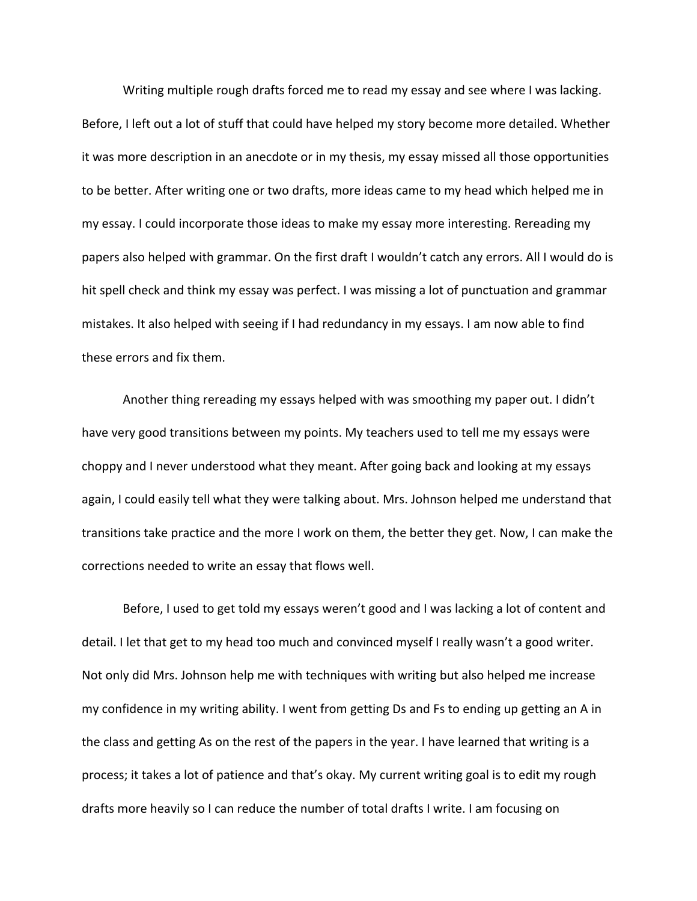Writing multiple rough drafts forced me to read my essay and see where I was lacking. Before, I left out a lot of stuff that could have helped my story become more detailed. Whether it was more description in an anecdote or in my thesis, my essay missed all those opportunities to be better. After writing one or two drafts, more ideas came to my head which helped me in my essay. I could incorporate those ideas to make my essay more interesting. Rereading my papers also helped with grammar. On the first draft I wouldn't catch any errors. All I would do is hit spell check and think my essay was perfect. I was missing a lot of punctuation and grammar mistakes. It also helped with seeing if I had redundancy in my essays. I am now able to find these errors and fix them.

Another thing rereading my essays helped with was smoothing my paper out. I didn't have very good transitions between my points. My teachers used to tell me my essays were choppy and I never understood what they meant. After going back and looking at my essays again, I could easily tell what they were talking about. Mrs. Johnson helped me understand that transitions take practice and the more I work on them, the better they get. Now, I can make the corrections needed to write an essay that flows well.

Before, I used to get told my essays weren't good and I was lacking a lot of content and detail. I let that get to my head too much and convinced myself I really wasn't a good writer. Not only did Mrs. Johnson help me with techniques with writing but also helped me increase my confidence in my writing ability. I went from getting Ds and Fs to ending up getting an A in the class and getting As on the rest of the papers in the year. I have learned that writing is a process; it takes a lot of patience and that's okay. My current writing goal is to edit my rough drafts more heavily so I can reduce the number of total drafts I write. I am focusing on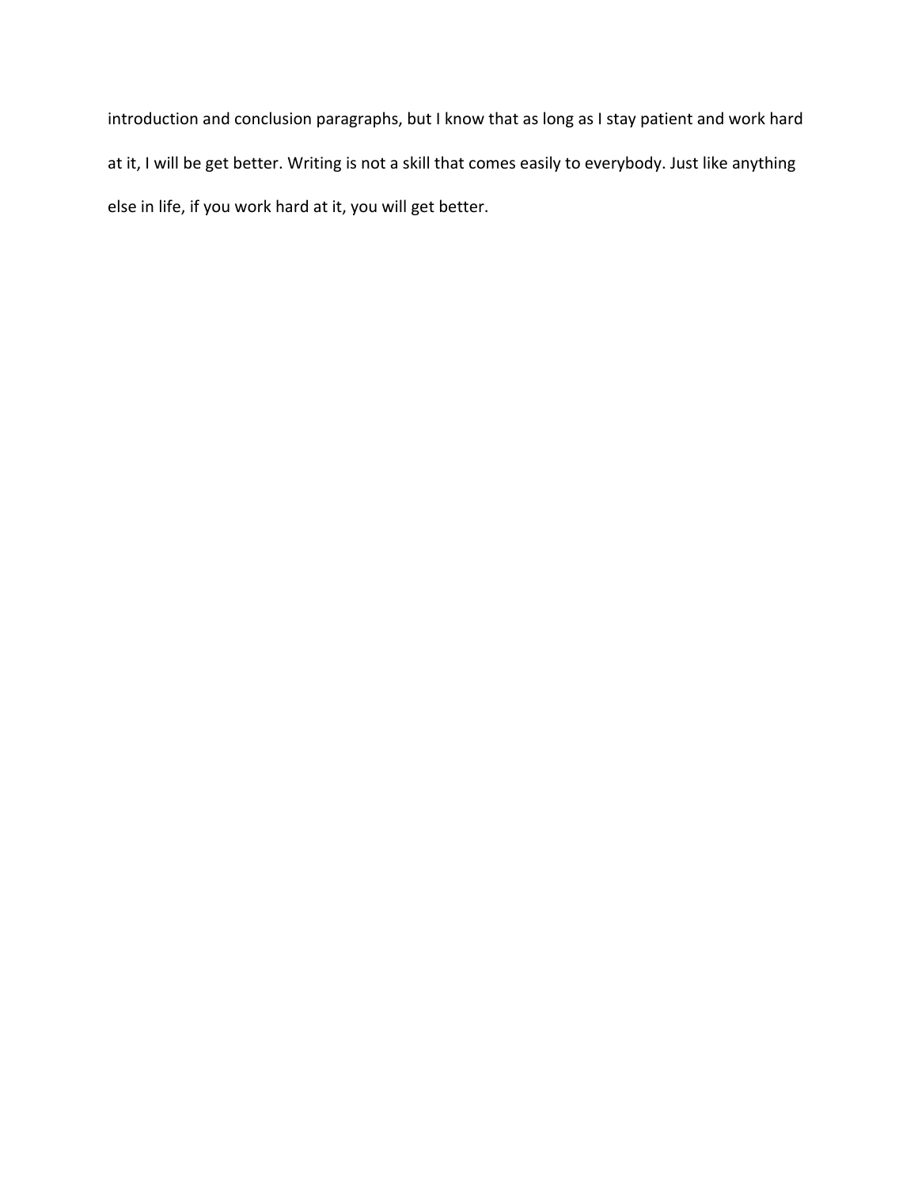introduction and conclusion paragraphs, but I know that as long as I stay patient and work hard at it, I will be get better. Writing is not a skill that comes easily to everybody. Just like anything else in life, if you work hard at it, you will get better.